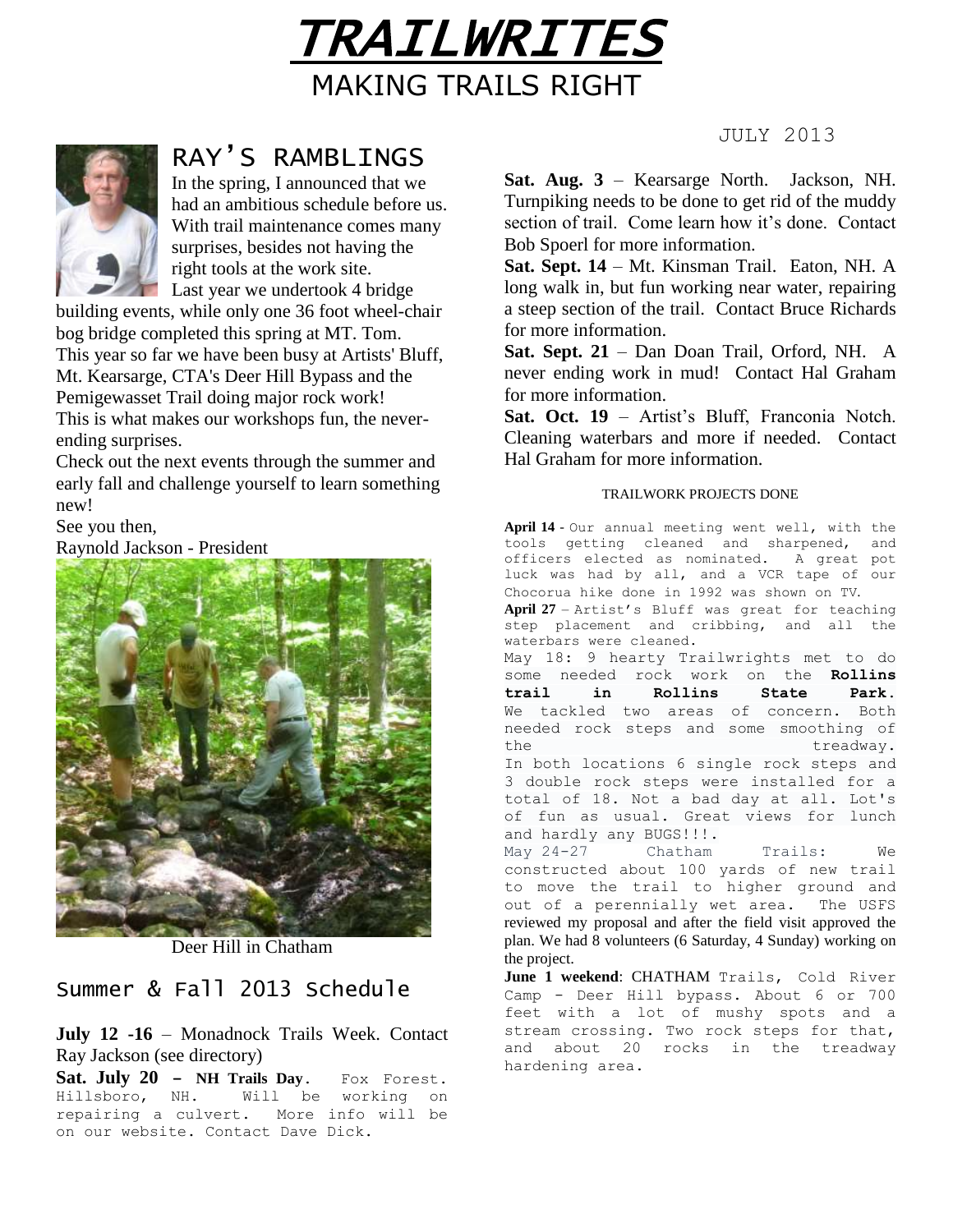# *TRAILWRITES*

## MAKING TRAILS RIGHT

JULY 2013

## RAY'S RAMBLINGS

In the spring, I announced that we had an ambitious schedule before us. With trail maintenance comes many surprises, besides not having the right tools at the work site.

Last year we undertook 4 bridge building events, while only one 36 foot wheel-chair bog bridge completed this spring at MT. Tom.

This year so far we have been busy at Artists' Bluff, Mt. Kearsarge, CTA's Deer Hill Bypass and the Pemigewasset Trail doing major rock work!

This is what makes our workshops fun, the never-ending surprises.

Check out the next events through the summer and early fall and challenge yourself to learn something new!

See you then,

Raynold Jackson - President

Deer Hill in Chatham

## Summer & Fall 2013 Schedule

**July 12 -16** – Monadnock Trails Week. Contact Ray Jackson (see directory)

**Sat. July 20 – NH Trails Day**. Fox Forest. Hillsboro, NH. Will be working on repairing a culvert. More info will be on our website. Contact Dave Dick.

**Sat. Aug. 3** – Kearsarge North. Jackson, NH. Turnpiking needs to be done to get rid of the muddy section of trail. Come learn how it's done. Contact Bob Spoerl for more information.

**Sat. Sept. 14** – Mt. Kinsman Trail. Eaton, NH. A long walk in, but fun working near water, repairing a steep section of the trail. Contact Bruce Richards for more information.

**Sat. Sept. 21** – Dan Doan Trail, Orford, NH. A never ending work in mud! Contact Hal Graham for more information.

**Sat. Oct. 19** – Artist's Bluff, Franconia Notch. Cleaning waterbars and more if needed. Contact Hal Graham for more information.

### TRAILWORK PROJECTS DONE

**April 14** - Our annual meeting went well, with the tools getting cleaned and sharpened, and officers elected as nominated. A great pot luck was had by all, and a VCR tape of our Chocorua hike done in 1992 was shown on TV.

**April 27** – Artist's Bluff was great for teaching step placement and cribbing, and all the waterbars were cleaned.

May 18: 9 hearty Trailwrights met to do some needed rock work on the **Rollins trail in Rollins State Park**. We tackled two areas of concern. Both needed rock steps and some smoothing of the treadway. In both locations 6 single rock steps and 3 double rock steps were installed for a total of 18. Not a bad day at all. Lot's of fun as usual. Great views for lunch and hardly any BUGS!!!.

May 24-27 Chatham Trails: We constructed about 100 yards of new trail to move the trail to higher ground and out of a perennially wet area. The USFS reviewed my proposal and after the field visit approved the plan. We had 8 volunteers (6 Saturday, 4 Sunday) working on the project.

**June 1 weekend**: CHATHAM Trails, Cold River Camp - Deer Hill bypass. About 6 or 700 feet with a lot of mushy spots and a stream crossing. Two rock steps for that, and about 20 rocks in the treadway hardening area.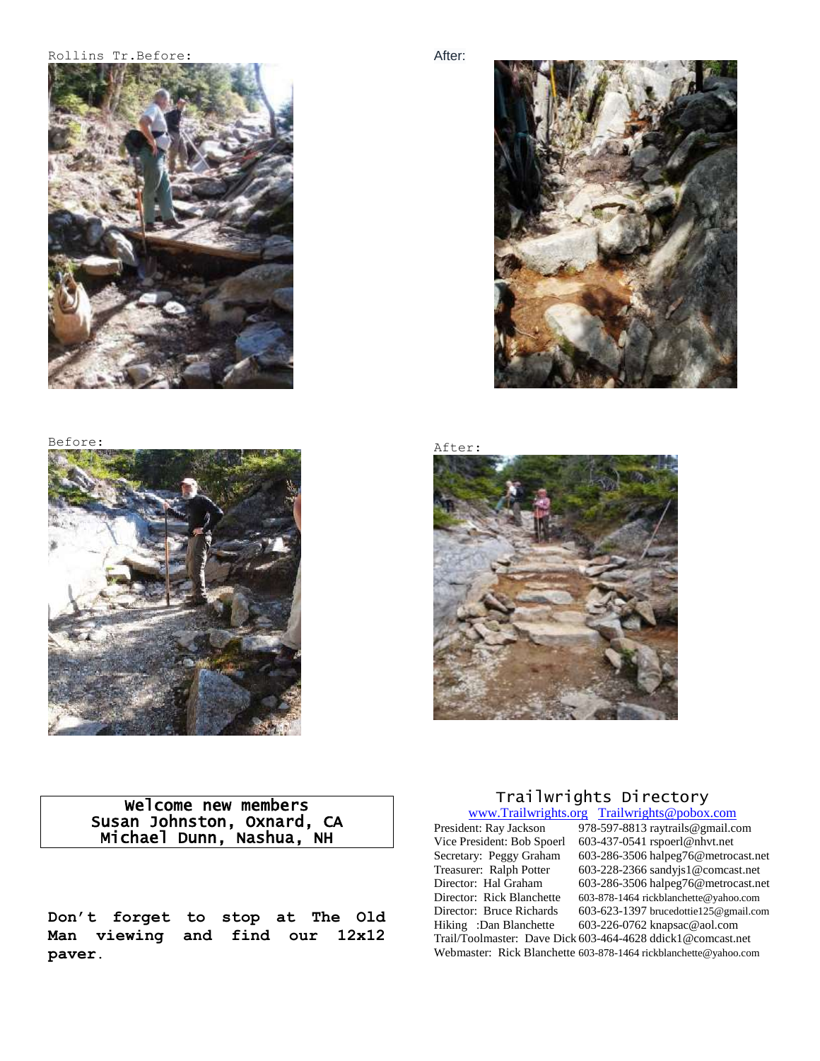Rollins Tr.Before:

After:

Before:

After:

**Welcome new members**
**Susan Johnston, Oxnard, CA**
**Michael Dunn, Nashua, NH**

**Don't forget to stop at The Old Man viewing and find our 12x12 paver.**

## Trailwrights Directory

[www.Trailwrights.org](http://www.Trailwrights.org) [Trailwrights@pobox.com](mailto:Trailwrights@pobox.com)

President: Ray Jackson 978-597-8813 raytrails@gmail.com
Vice President: Bob Spoerl 603-437-0541 rspoerl@nhvt.net
Secretary: Peggy Graham 603-286-3506 halpeg76@metrocast.net
Treasurer: Ralph Potter 603-228-2366 sandyjs1@comcast.net
Director: Hal Graham 603-286-3506 halpeg76@metrocast.net
Director: Rick Blanchette 603-878-1464 rickblanchette@yahoo.com
Director: Bruce Richards 603-623-1397 brucedottie125@gmail.com
Hiking :Dan Blanchette 603-226-0762 knapsac@aol.com
Trail/Toolmaster: Dave Dick 603-464-4628 ddick1@comcast.net
Webmaster: Rick Blanchette 603-878-1464 rickblanchette@yahoo.com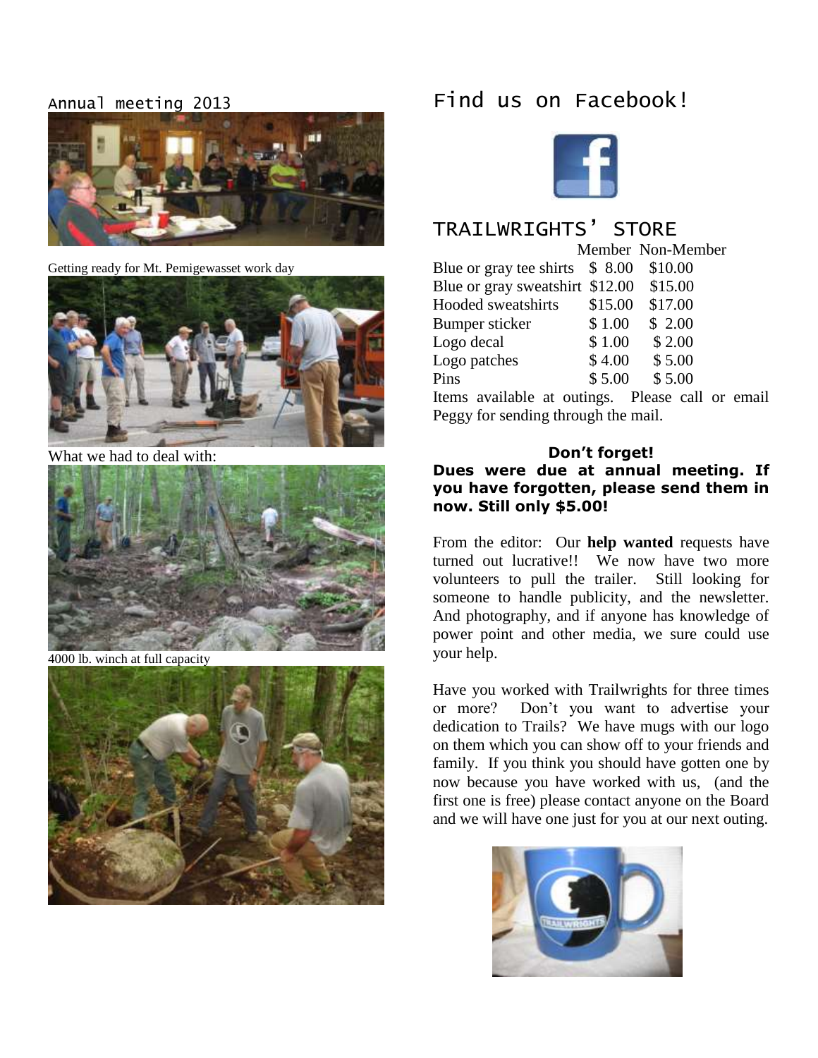## Annual meeting 2013

Getting ready for Mt. Pemigewasset work day

What we had to deal with:

4000 lb. winch at full capacity

## Find us on Facebook!

## TRAILWRIGHTS' STORE

| | Member | Non-Member |
|---|---|---|
| Blue or gray tee shirts | $ 8.00 | $10.00 |
| Blue or gray sweatshirt | $12.00 | $15.00 |
| Hooded sweatshirts | $15.00 | $17.00 |
| Bumper sticker | $ 1.00 | $ 2.00 |
| Logo decal | $ 1.00 | $ 2.00 |
| Logo patches | $ 4.00 | $ 5.00 |
| Pins | $ 5.00 | $ 5.00 |

Items available at outings. Please call or email Peggy for sending through the mail.

**Don't forget!**

**Dues were due at annual meeting. If you have forgotten, please send them in now. Still only $5.00!**

From the editor: Our **help wanted** requests have turned out lucrative!! We now have two more volunteers to pull the trailer. Still looking for someone to handle publicity, and the newsletter. And photography, and if anyone has knowledge of power point and other media, we sure could use your help.

Have you worked with Trailwrights for three times or more? Don't you want to advertise your dedication to Trails? We have mugs with our logo on them which you can show off to your friends and family. If you think you should have gotten one by now because you have worked with us, (and the first one is free) please contact anyone on the Board and we will have one just for you at our next outing.